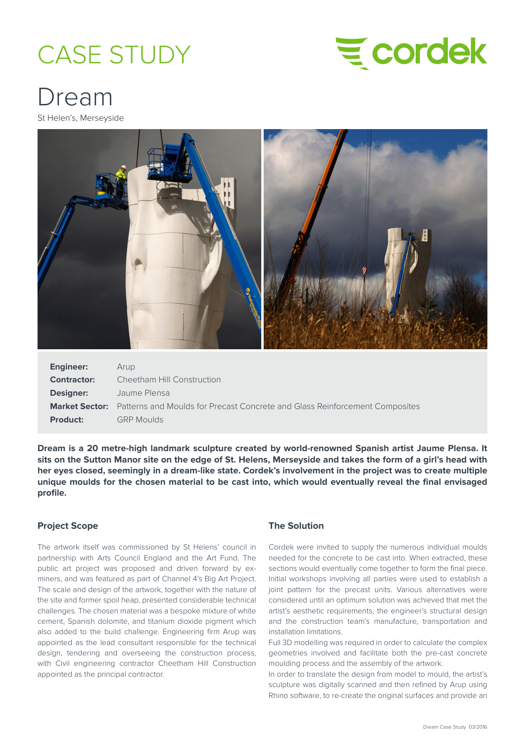# CASE STUDY

# Dream

St Helen's, Merseyside

| | |
|---|---|
| **Engineer:** | Arup |
| **Contractor:** | Cheetham Hill Construction |
| **Designer:** | Jaume Plensa |
| **Market Sector:** | Patterns and Moulds for Precast Concrete and Glass Reinforcement Composites |
| **Product:** | GRP Moulds |

**Dream is a 20 metre-high landmark sculpture created by world-renowned Spanish artist Jaume Plensa. It sits on the Sutton Manor site on the edge of St. Helens, Merseyside and takes the form of a girl's head with her eyes closed, seemingly in a dream-like state. Cordek's involvement in the project was to create multiple unique moulds for the chosen material to be cast into, which would eventually reveal the final envisaged profile.**

## Project Scope

The artwork itself was commissioned by St Helens' council in partnership with Arts Council England and the Art Fund. The public art project was proposed and driven forward by ex-miners, and was featured as part of Channel 4's Big Art Project. The scale and design of the artwork, together with the nature of the site and former spoil heap, presented considerable technical challenges. The chosen material was a bespoke mixture of white cement, Spanish dolomite, and titanium dioxide pigment which also added to the build challenge. Engineering firm Arup was appointed as the lead consultant responsible for the technical design, tendering and overseeing the construction process, with Civil engineering contractor Cheetham Hill Construction appointed as the principal contractor.

## The Solution

Cordek were invited to supply the numerous individual moulds needed for the concrete to be cast into. When extracted, these sections would eventually come together to form the final piece. Initial workshops involving all parties were used to establish a joint pattern for the precast units. Various alternatives were considered until an optimum solution was achieved that met the artist's aesthetic requirements, the engineer's structural design and the construction team's manufacture, transportation and installation limitations.

Full 3D modelling was required in order to calculate the complex geometries involved and facilitate both the pre-cast concrete moulding process and the assembly of the artwork.

In order to translate the design from model to mould, the artist's sculpture was digitally scanned and then refined by Arup using Rhino software, to re-create the original surfaces and provide an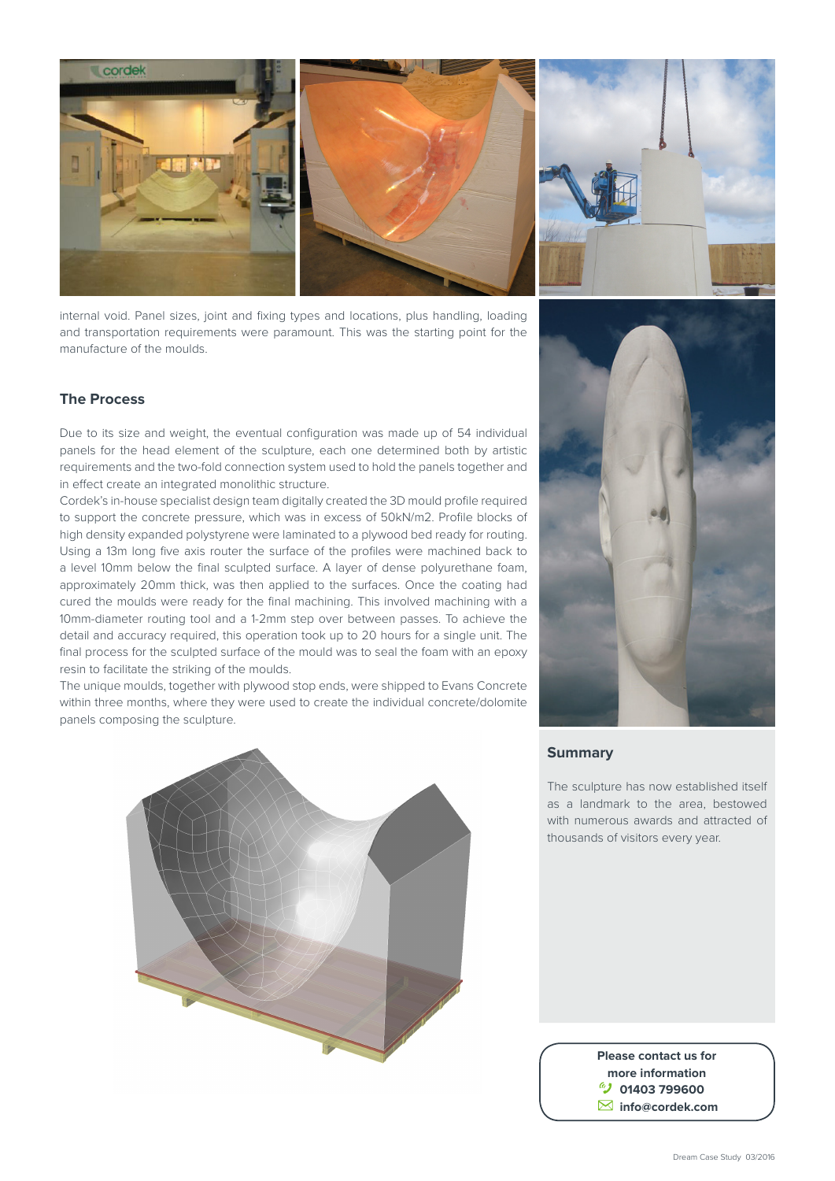internal void. Panel sizes, joint and fixing types and locations, plus handling, loading and transportation requirements were paramount. This was the starting point for the manufacture of the moulds.

### The Process

Due to its size and weight, the eventual configuration was made up of 54 individual panels for the head element of the sculpture, each one determined both by artistic requirements and the two-fold connection system used to hold the panels together and in effect create an integrated monolithic structure.

Cordek's in-house specialist design team digitally created the 3D mould profile required to support the concrete pressure, which was in excess of 50kN/m2. Profile blocks of high density expanded polystyrene were laminated to a plywood bed ready for routing. Using a 13m long five axis router the surface of the profiles were machined back to a level 10mm below the final sculpted surface. A layer of dense polyurethane foam, approximately 20mm thick, was then applied to the surfaces. Once the coating had cured the moulds were ready for the final machining. This involved machining with a 10mm-diameter routing tool and a 1-2mm step over between passes. To achieve the detail and accuracy required, this operation took up to 20 hours for a single unit. The final process for the sculpted surface of the mould was to seal the foam with an epoxy resin to facilitate the striking of the moulds.

The unique moulds, together with plywood stop ends, were shipped to Evans Concrete within three months, where they were used to create the individual concrete/dolomite panels composing the sculpture.

### Summary

The sculpture has now established itself as a landmark to the area, bestowed with numerous awards and attracted of thousands of visitors every year.

**Please contact us for more information**
**01403 799600**
**info@cordek.com**

Dream Case Study 03/2016